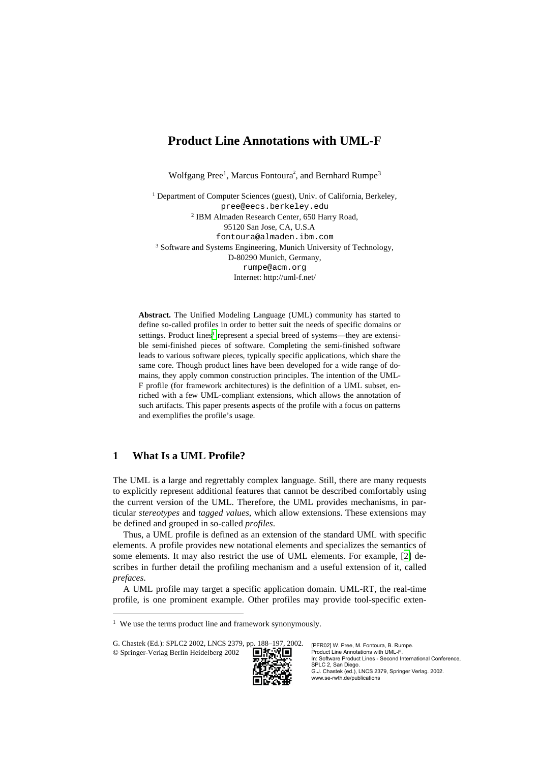# Product Line Annotations with UML-F

Wolfgang Pree[1], Marcus Fontoura[2], and Bernhard Rumpe[3]

[1] Department of Computer Sciences (guest), Univ. of California, Berkeley,
pree@eecs.berkeley.edu

[2] IBM Almaden Research Center, 650 Harry Road,
95120 San Jose, CA, U.S.A
fontoura@almaden.ibm.com

[3] Software and Systems Engineering, Munich University of Technology,
D-80290 Munich, Germany,
rumpe@acm.org

Internet: http://uml-f.net/

**Abstract.** The Unified Modeling Language (UML) community has started to define so-called profiles in order to better suit the needs of specific domains or settings. Product lines[1] represent a special breed of systems—they are extensible semi-finished pieces of software. Completing the semi-finished software leads to various software pieces, typically specific applications, which share the same core. Though product lines have been developed for a wide range of domains, they apply common construction principles. The intention of the UML-F profile (for framework architectures) is the definition of a UML subset, enriched with a few UML-compliant extensions, which allows the annotation of such artifacts. This paper presents aspects of the profile with a focus on patterns and exemplifies the profile's usage.

## 1 What Is a UML Profile?

The UML is a large and regrettably complex language. Still, there are many requests to explicitly represent additional features that cannot be described comfortably using the current version of the UML. Therefore, the UML provides mechanisms, in particular *stereotypes* and *tagged values*, which allow extensions. These extensions may be defined and grouped in so-called *profiles*.

Thus, a UML profile is defined as an extension of the standard UML with specific elements. A profile provides new notational elements and specializes the semantics of some elements. It may also restrict the use of UML elements. For example, [2] describes in further detail the profiling mechanism and a useful extension of it, called *prefaces*.

A UML profile may target a specific application domain. UML-RT, the real-time profile, is one prominent example. Other profiles may provide tool-specific exten-

[1] We use the terms product line and framework synonymously.

G. Chastek (Ed.): SPLC2 2002, LNCS 2379, pp. 188–197, 2002.
© Springer-Verlag Berlin Heidelberg 2002

[PFR02] W. Pree, M. Fontoura, B. Rumpe.
Product Line Annotations with UML-F.
In: Software Product Lines - Second International Conference, SPLC 2, San Diego.
G.J. Chastek (ed.), LNCS 2379, Springer Verlag. 2002.
www.se-rwth.de/publications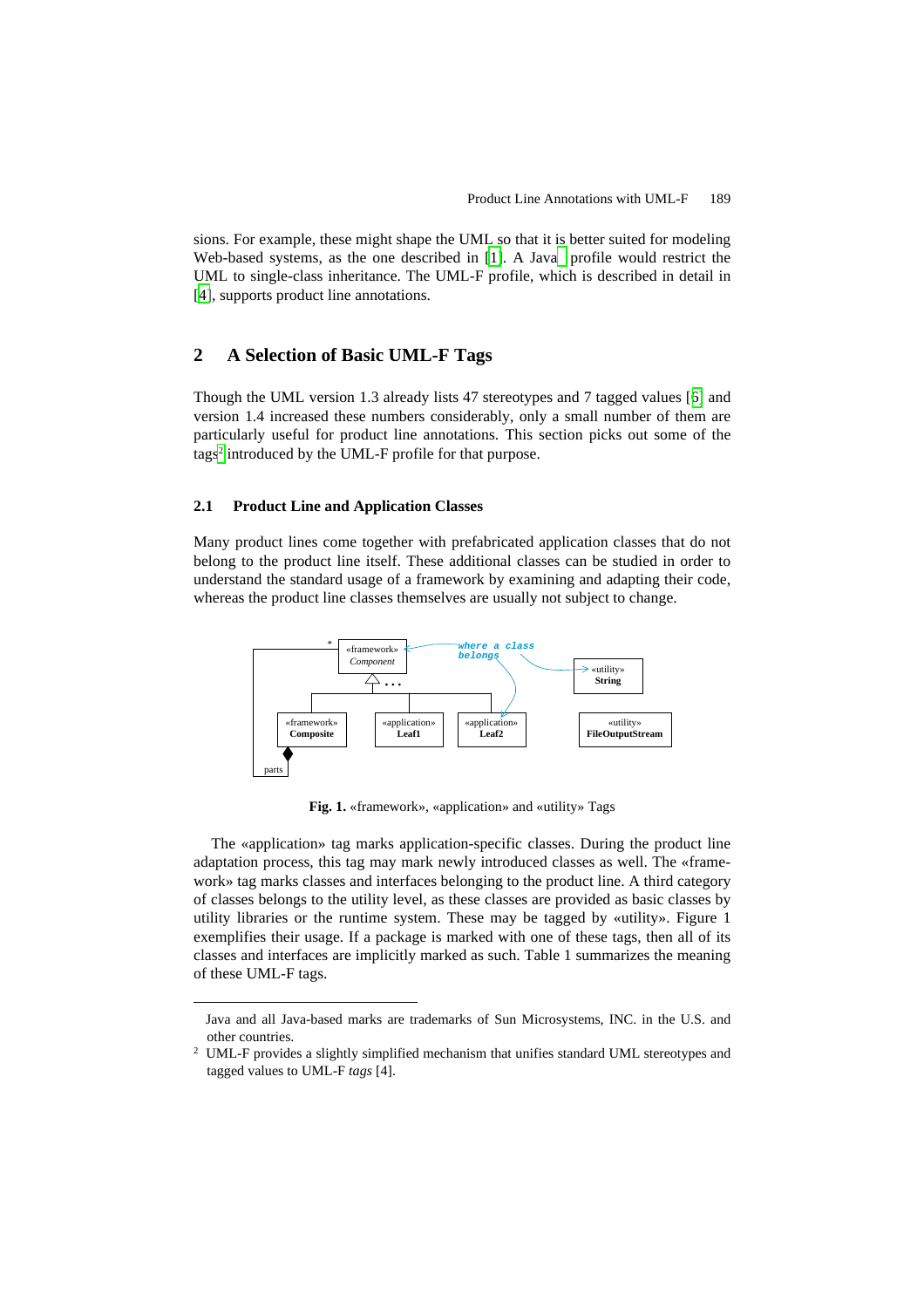sions. For example, these might shape the UML so that it is better suited for modeling Web-based systems, as the one described in [1]. A Java[1] profile would restrict the UML to single-class inheritance. The UML-F profile, which is described in detail in [4], supports product line annotations.

## 2 A Selection of Basic UML-F Tags

Though the UML version 1.3 already lists 47 stereotypes and 7 tagged values [6] and version 1.4 increased these numbers considerably, only a small number of them are particularly useful for product line annotations. This section picks out some of the tags[2] introduced by the UML-F profile for that purpose.

### 2.1 Product Line and Application Classes

Many product lines come together with prefabricated application classes that do not belong to the product line itself. These additional classes can be studied in order to understand the standard usage of a framework by examining and adapting their code, whereas the product line classes themselves are usually not subject to change.

**Fig. 1.** «framework», «application» and «utility» Tags

The «application» tag marks application-specific classes. During the product line adaptation process, this tag may mark newly introduced classes as well. The «framework» tag marks classes and interfaces belonging to the product line. A third category of classes belongs to the utility level, as these classes are provided as basic classes by utility libraries or the runtime system. These may be tagged by «utility». Figure 1 exemplifies their usage. If a package is marked with one of these tags, then all of its classes and interfaces are implicitly marked as such. Table 1 summarizes the meaning of these UML-F tags.

---

[1] Java and all Java-based marks are trademarks of Sun Microsystems, INC. in the U.S. and other countries.

[2] UML-F provides a slightly simplified mechanism that unifies standard UML stereotypes and tagged values to UML-F *tags* [4].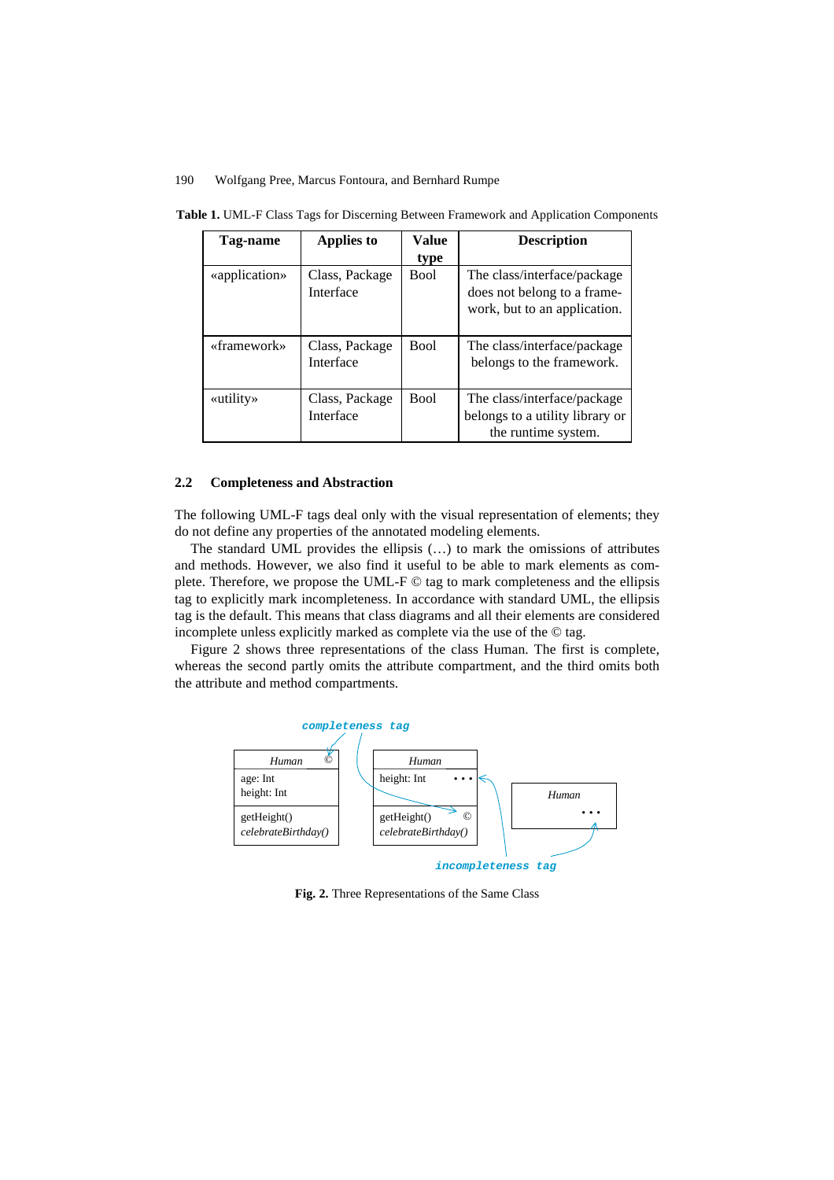**Table 1.** UML-F Class Tags for Discerning Between Framework and Application Components

| Tag-name | Applies to | Value type | Description |
|---|---|---|---|
| «application» | Class, Package Interface | Bool | The class/interface/package does not belong to a framework, but to an application. |
| «framework» | Class, Package Interface | Bool | The class/interface/package belongs to the framework. |
| «utility» | Class, Package Interface | Bool | The class/interface/package belongs to a utility library or the runtime system. |

### 2.2 Completeness and Abstraction

The following UML-F tags deal only with the visual representation of elements; they do not define any properties of the annotated modeling elements.

The standard UML provides the ellipsis (…) to mark the omissions of attributes and methods. However, we also find it useful to be able to mark elements as complete. Therefore, we propose the UML-F © tag to mark completeness and the ellipsis tag to explicitly mark incompleteness. In accordance with standard UML, the ellipsis tag is the default. This means that class diagrams and all their elements are considered incomplete unless explicitly marked as complete via the use of the © tag.

Figure 2 shows three representations of the class Human. The first is complete, whereas the second partly omits the attribute compartment, and the third omits both the attribute and method compartments.

**Fig. 2.** Three Representations of the Same Class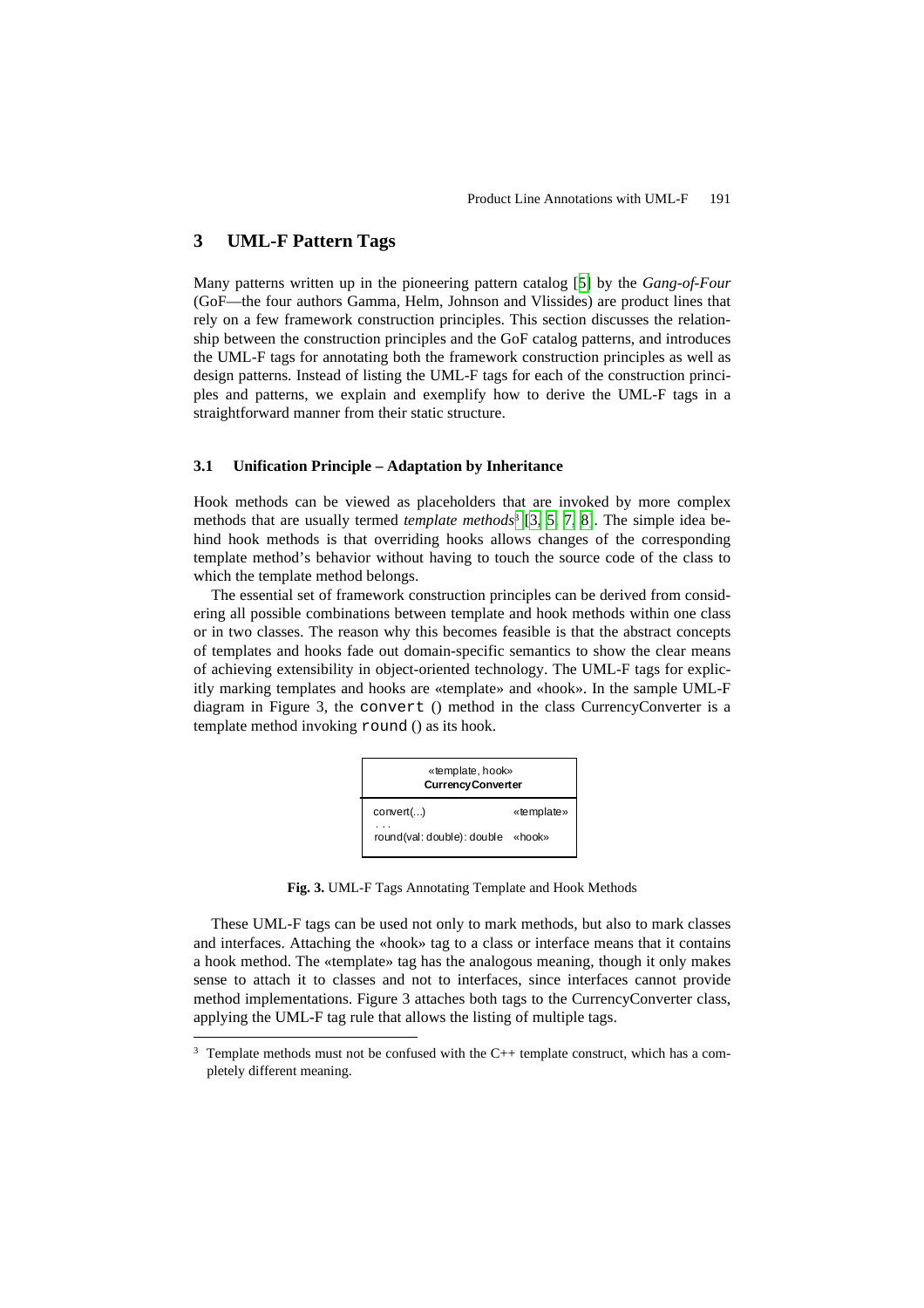## 3 UML-F Pattern Tags

Many patterns written up in the pioneering pattern catalog [5] by the *Gang-of-Four* (GoF—the four authors Gamma, Helm, Johnson and Vlissides) are product lines that rely on a few framework construction principles. This section discusses the relationship between the construction principles and the GoF catalog patterns, and introduces the UML-F tags for annotating both the framework construction principles as well as design patterns. Instead of listing the UML-F tags for each of the construction principles and patterns, we explain and exemplify how to derive the UML-F tags in a straightforward manner from their static structure.

### 3.1 Unification Principle – Adaptation by Inheritance

Hook methods can be viewed as placeholders that are invoked by more complex methods that are usually termed *template methods*[3] [3, 5, 7, 8]. The simple idea behind hook methods is that overriding hooks allows changes of the corresponding template method's behavior without having to touch the source code of the class to which the template method belongs.

The essential set of framework construction principles can be derived from considering all possible combinations between template and hook methods within one class or in two classes. The reason why this becomes feasible is that the abstract concepts of templates and hooks fade out domain-specific semantics to show the clear means of achieving extensibility in object-oriented technology. The UML-F tags for explicitly marking templates and hooks are «template» and «hook». In the sample UML-F diagram in Figure 3, the `convert` () method in the class CurrencyConverter is a template method invoking `round` () as its hook.

```
«template, hook»
CurrencyConverter
----------------------------------------
convert(...)                 «template»
. . .
round(val: double): double   «hook»
```

**Fig. 3.** UML-F Tags Annotating Template and Hook Methods

These UML-F tags can be used not only to mark methods, but also to mark classes and interfaces. Attaching the «hook» tag to a class or interface means that it contains a hook method. The «template» tag has the analogous meaning, though it only makes sense to attach it to classes and not to interfaces, since interfaces cannot provide method implementations. Figure 3 attaches both tags to the CurrencyConverter class, applying the UML-F tag rule that allows the listing of multiple tags.

[3] Template methods must not be confused with the C++ template construct, which has a completely different meaning.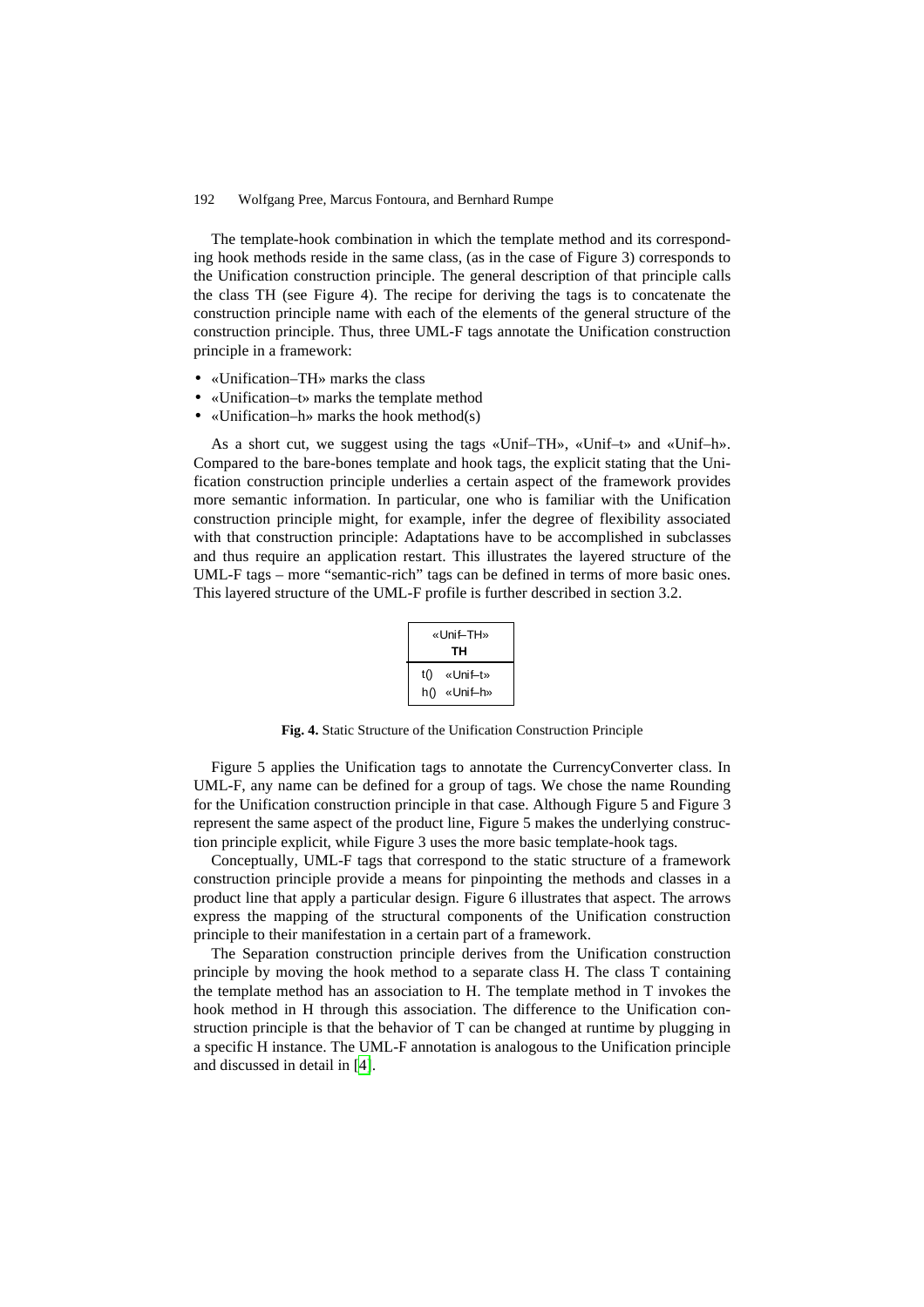The template-hook combination in which the template method and its corresponding hook methods reside in the same class, (as in the case of Figure 3) corresponds to the Unification construction principle. The general description of that principle calls the class TH (see Figure 4). The recipe for deriving the tags is to concatenate the construction principle name with each of the elements of the general structure of the construction principle. Thus, three UML-F tags annotate the Unification construction principle in a framework:

- «Unification–TH» marks the class
- «Unification–t» marks the template method
- «Unification–h» marks the hook method(s)

As a short cut, we suggest using the tags «Unif–TH», «Unif–t» and «Unif–h». Compared to the bare-bones template and hook tags, the explicit stating that the Unification construction principle underlies a certain aspect of the framework provides more semantic information. In particular, one who is familiar with the Unification construction principle might, for example, infer the degree of flexibility associated with that construction principle: Adaptations have to be accomplished in subclasses and thus require an application restart. This illustrates the layered structure of the UML-F tags – more "semantic-rich" tags can be defined in terms of more basic ones. This layered structure of the UML-F profile is further described in section 3.2.

```
+---------------+
|   «Unif–TH»   |
|      TH       |
+---------------+
| t()  «Unif–t» |
| h()  «Unif–h» |
+---------------+
```

**Fig. 4.** Static Structure of the Unification Construction Principle

Figure 5 applies the Unification tags to annotate the CurrencyConverter class. In UML-F, any name can be defined for a group of tags. We chose the name Rounding for the Unification construction principle in that case. Although Figure 5 and Figure 3 represent the same aspect of the product line, Figure 5 makes the underlying construction principle explicit, while Figure 3 uses the more basic template-hook tags.

Conceptually, UML-F tags that correspond to the static structure of a framework construction principle provide a means for pinpointing the methods and classes in a product line that apply a particular design. Figure 6 illustrates that aspect. The arrows express the mapping of the structural components of the Unification construction principle to their manifestation in a certain part of a framework.

The Separation construction principle derives from the Unification construction principle by moving the hook method to a separate class H. The class T containing the template method has an association to H. The template method in T invokes the hook method in H through this association. The difference to the Unification construction principle is that the behavior of T can be changed at runtime by plugging in a specific H instance. The UML-F annotation is analogous to the Unification principle and discussed in detail in [4].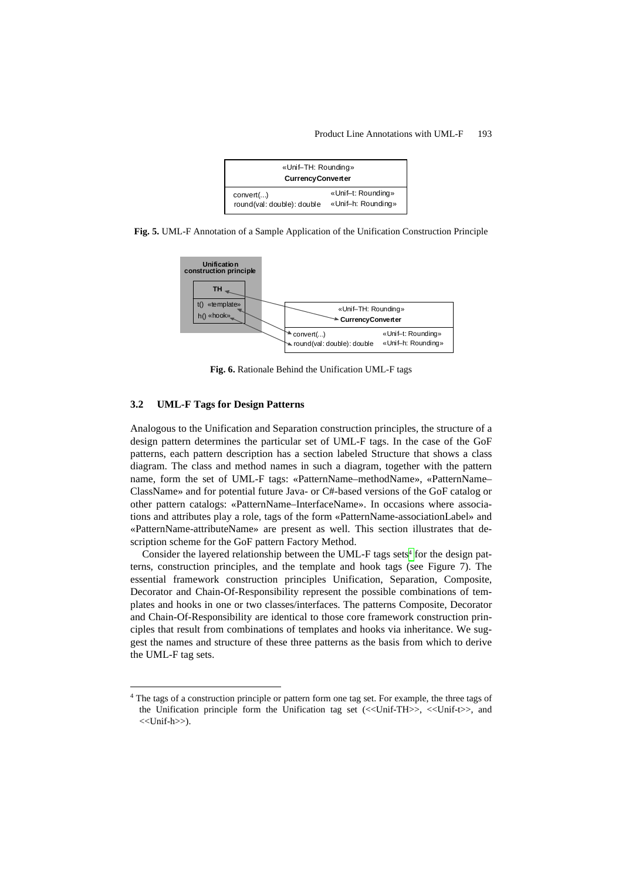Fig. 5. UML-F Annotation of a Sample Application of the Unification Construction Principle

Fig. 6. Rationale Behind the Unification UML-F tags

### 3.2 UML-F Tags for Design Patterns

Analogous to the Unification and Separation construction principles, the structure of a design pattern determines the particular set of UML-F tags. In the case of the GoF patterns, each pattern description has a section labeled Structure that shows a class diagram. The class and method names in such a diagram, together with the pattern name, form the set of UML-F tags: «PatternName–methodName», «PatternName–ClassName» and for potential future Java- or C#-based versions of the GoF catalog or other pattern catalogs: «PatternName–InterfaceName». In occasions where associations and attributes play a role, tags of the form «PatternName-associationLabel» and «PatternName-attributeName» are present as well. This section illustrates that description scheme for the GoF pattern Factory Method.

Consider the layered relationship between the UML-F tags sets[4] for the design patterns, construction principles, and the template and hook tags (see Figure 7). The essential framework construction principles Unification, Separation, Composite, Decorator and Chain-Of-Responsibility represent the possible combinations of templates and hooks in one or two classes/interfaces. The patterns Composite, Decorator and Chain-Of-Responsibility are identical to those core framework construction principles that result from combinations of templates and hooks via inheritance. We suggest the names and structure of these three patterns as the basis from which to derive the UML-F tag sets.

[4] The tags of a construction principle or pattern form one tag set. For example, the three tags of the Unification principle form the Unification tag set (<<Unif-TH>>, <<Unif-t>>, and <<Unif-h>>).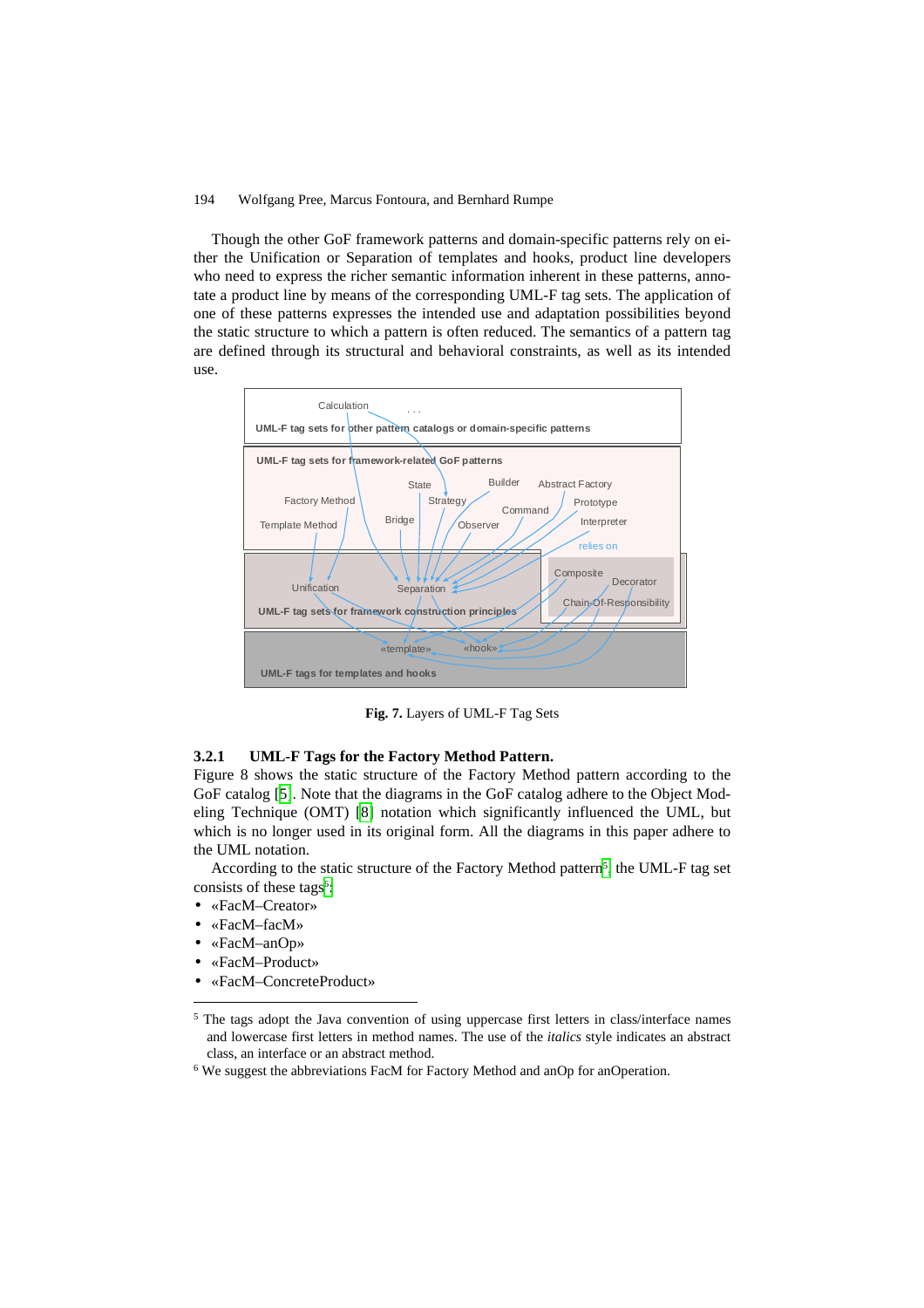Though the other GoF framework patterns and domain-specific patterns rely on either the Unification or Separation of templates and hooks, product line developers who need to express the richer semantic information inherent in these patterns, annotate a product line by means of the corresponding UML-F tag sets. The application of one of these patterns expresses the intended use and adaptation possibilities beyond the static structure to which a pattern is often reduced. The semantics of a pattern tag are defined through its structural and behavioral constraints, as well as its intended use.

**Fig. 7.** Layers of UML-F Tag Sets

### 3.2.1 UML-F Tags for the Factory Method Pattern.

Figure 8 shows the static structure of the Factory Method pattern according to the GoF catalog [5]. Note that the diagrams in the GoF catalog adhere to the Object Modeling Technique (OMT) [8] notation which significantly influenced the UML, but which is no longer used in its original form. All the diagrams in this paper adhere to the UML notation.

According to the static structure of the Factory Method pattern[5], the UML-F tag set consists of these tags[6]:

- «FacM–Creator»
- «FacM–facM»
- «FacM–anOp»
- «FacM–Product»
- «FacM–ConcreteProduct»

---

[5] The tags adopt the Java convention of using uppercase first letters in class/interface names and lowercase first letters in method names. The use of the *italics* style indicates an abstract class, an interface or an abstract method.

[6] We suggest the abbreviations FacM for Factory Method and anOp for anOperation.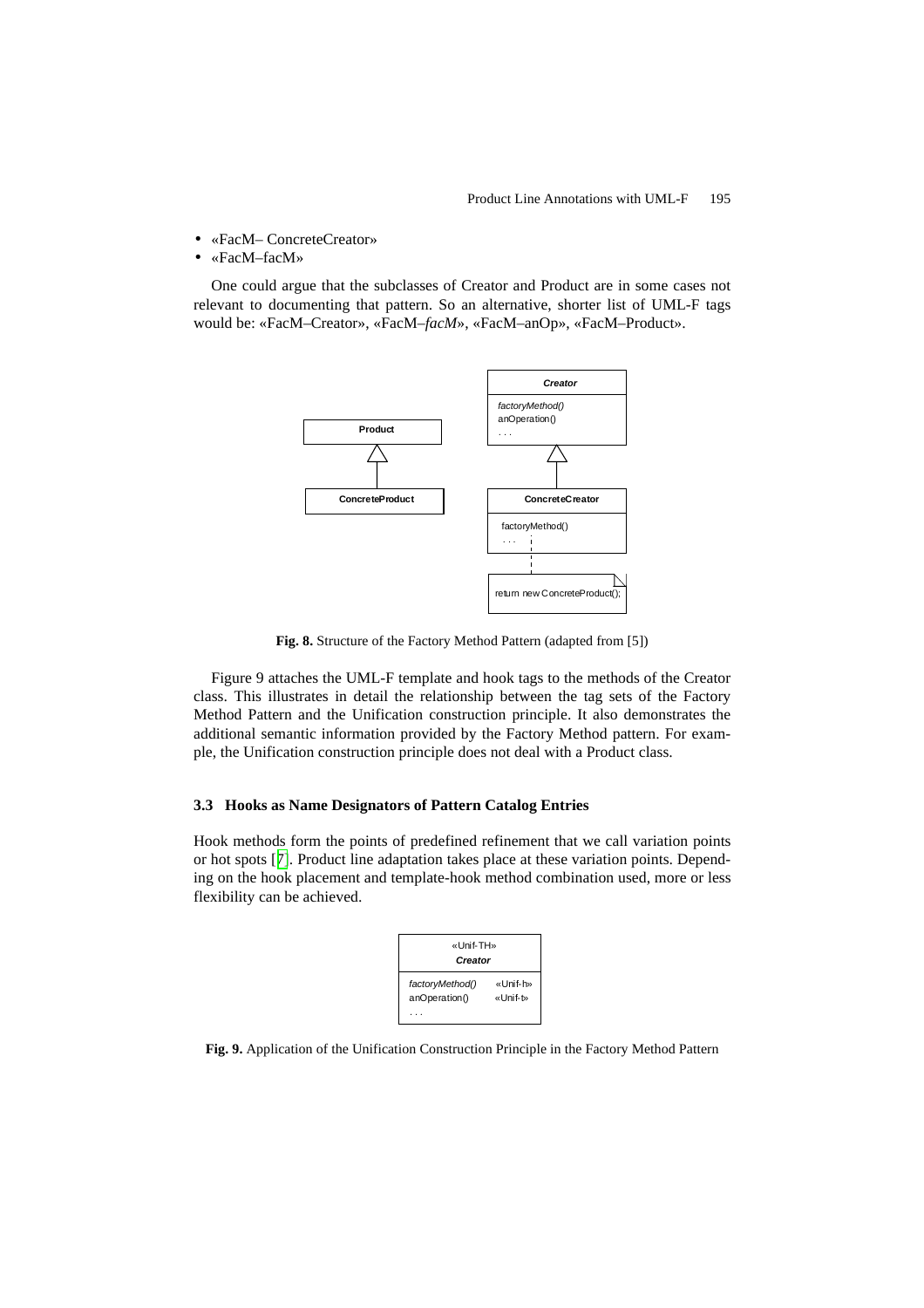- «FacM– ConcreteCreator»
- «FacM–facM»

One could argue that the subclasses of Creator and Product are in some cases not relevant to documenting that pattern. So an alternative, shorter list of UML-F tags would be: «FacM–Creator», «FacM–*facM*», «FacM–anOp», «FacM–Product».

**Fig. 8.** Structure of the Factory Method Pattern (adapted from [5])

Figure 9 attaches the UML-F template and hook tags to the methods of the Creator class. This illustrates in detail the relationship between the tag sets of the Factory Method Pattern and the Unification construction principle. It also demonstrates the additional semantic information provided by the Factory Method pattern. For example, the Unification construction principle does not deal with a Product class.

### 3.3 Hooks as Name Designators of Pattern Catalog Entries

Hook methods form the points of predefined refinement that we call variation points or hot spots [7]. Product line adaptation takes place at these variation points. Depending on the hook placement and template-hook method combination used, more or less flexibility can be achieved.

**Fig. 9.** Application of the Unification Construction Principle in the Factory Method Pattern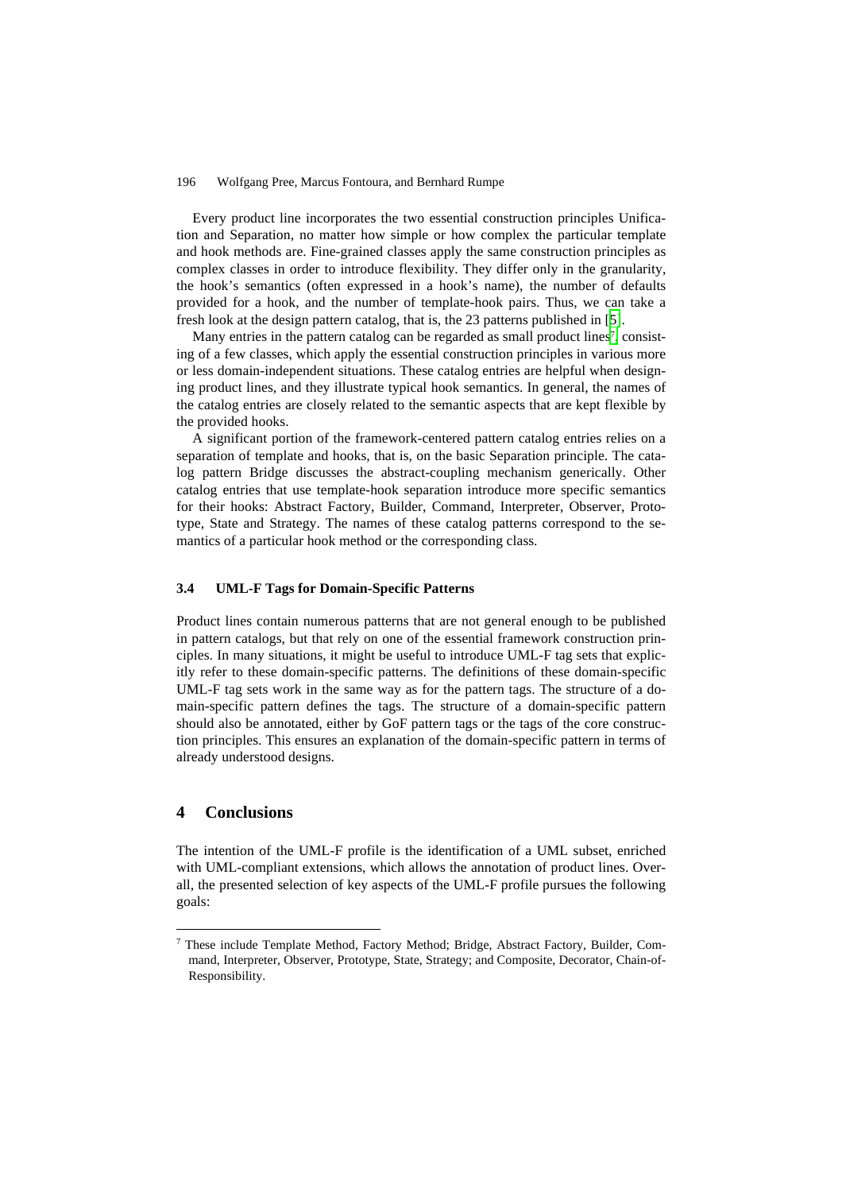Every product line incorporates the two essential construction principles Unification and Separation, no matter how simple or how complex the particular template and hook methods are. Fine-grained classes apply the same construction principles as complex classes in order to introduce flexibility. They differ only in the granularity, the hook's semantics (often expressed in a hook's name), the number of defaults provided for a hook, and the number of template-hook pairs. Thus, we can take a fresh look at the design pattern catalog, that is, the 23 patterns published in [5].

Many entries in the pattern catalog can be regarded as small product lines[7], consisting of a few classes, which apply the essential construction principles in various more or less domain-independent situations. These catalog entries are helpful when designing product lines, and they illustrate typical hook semantics. In general, the names of the catalog entries are closely related to the semantic aspects that are kept flexible by the provided hooks.

A significant portion of the framework-centered pattern catalog entries relies on a separation of template and hooks, that is, on the basic Separation principle. The catalog pattern Bridge discusses the abstract-coupling mechanism generically. Other catalog entries that use template-hook separation introduce more specific semantics for their hooks: Abstract Factory, Builder, Command, Interpreter, Observer, Prototype, State and Strategy. The names of these catalog patterns correspond to the semantics of a particular hook method or the corresponding class.

### 3.4 UML-F Tags for Domain-Specific Patterns

Product lines contain numerous patterns that are not general enough to be published in pattern catalogs, but that rely on one of the essential framework construction principles. In many situations, it might be useful to introduce UML-F tag sets that explicitly refer to these domain-specific patterns. The definitions of these domain-specific UML-F tag sets work in the same way as for the pattern tags. The structure of a domain-specific pattern defines the tags. The structure of a domain-specific pattern should also be annotated, either by GoF pattern tags or the tags of the core construction principles. This ensures an explanation of the domain-specific pattern in terms of already understood designs.

## 4 Conclusions

The intention of the UML-F profile is the identification of a UML subset, enriched with UML-compliant extensions, which allows the annotation of product lines. Overall, the presented selection of key aspects of the UML-F profile pursues the following goals:

---

[7] These include Template Method, Factory Method; Bridge, Abstract Factory, Builder, Command, Interpreter, Observer, Prototype, State, Strategy; and Composite, Decorator, Chain-of-Responsibility.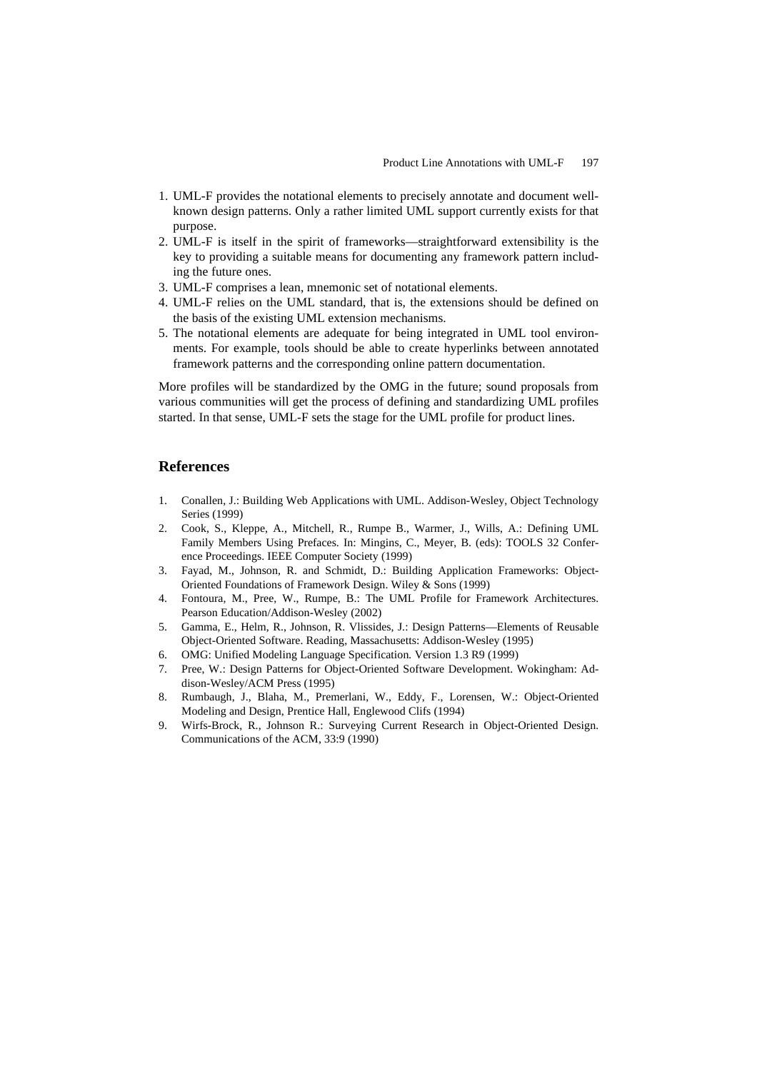1. UML-F provides the notational elements to precisely annotate and document well-known design patterns. Only a rather limited UML support currently exists for that purpose.
2. UML-F is itself in the spirit of frameworks—straightforward extensibility is the key to providing a suitable means for documenting any framework pattern including the future ones.
3. UML-F comprises a lean, mnemonic set of notational elements.
4. UML-F relies on the UML standard, that is, the extensions should be defined on the basis of the existing UML extension mechanisms.
5. The notational elements are adequate for being integrated in UML tool environments. For example, tools should be able to create hyperlinks between annotated framework patterns and the corresponding online pattern documentation.

More profiles will be standardized by the OMG in the future; sound proposals from various communities will get the process of defining and standardizing UML profiles started. In that sense, UML-F sets the stage for the UML profile for product lines.

## References

1. Conallen, J.: Building Web Applications with UML. Addison-Wesley, Object Technology Series (1999)
2. Cook, S., Kleppe, A., Mitchell, R., Rumpe B., Warmer, J., Wills, A.: Defining UML Family Members Using Prefaces. In: Mingins, C., Meyer, B. (eds): TOOLS 32 Conference Proceedings. IEEE Computer Society (1999)
3. Fayad, M., Johnson, R. and Schmidt, D.: Building Application Frameworks: Object-Oriented Foundations of Framework Design. Wiley & Sons (1999)
4. Fontoura, M., Pree, W., Rumpe, B.: The UML Profile for Framework Architectures. Pearson Education/Addison-Wesley (2002)
5. Gamma, E., Helm, R., Johnson, R. Vlissides, J.: Design Patterns—Elements of Reusable Object-Oriented Software. Reading, Massachusetts: Addison-Wesley (1995)
6. OMG: Unified Modeling Language Specification. Version 1.3 R9 (1999)
7. Pree, W.: Design Patterns for Object-Oriented Software Development. Wokingham: Addison-Wesley/ACM Press (1995)
8. Rumbaugh, J., Blaha, M., Premerlani, W., Eddy, F., Lorensen, W.: Object-Oriented Modeling and Design, Prentice Hall, Englewood Clifs (1994)
9. Wirfs-Brock, R., Johnson R.: Surveying Current Research in Object-Oriented Design. Communications of the ACM, 33:9 (1990)